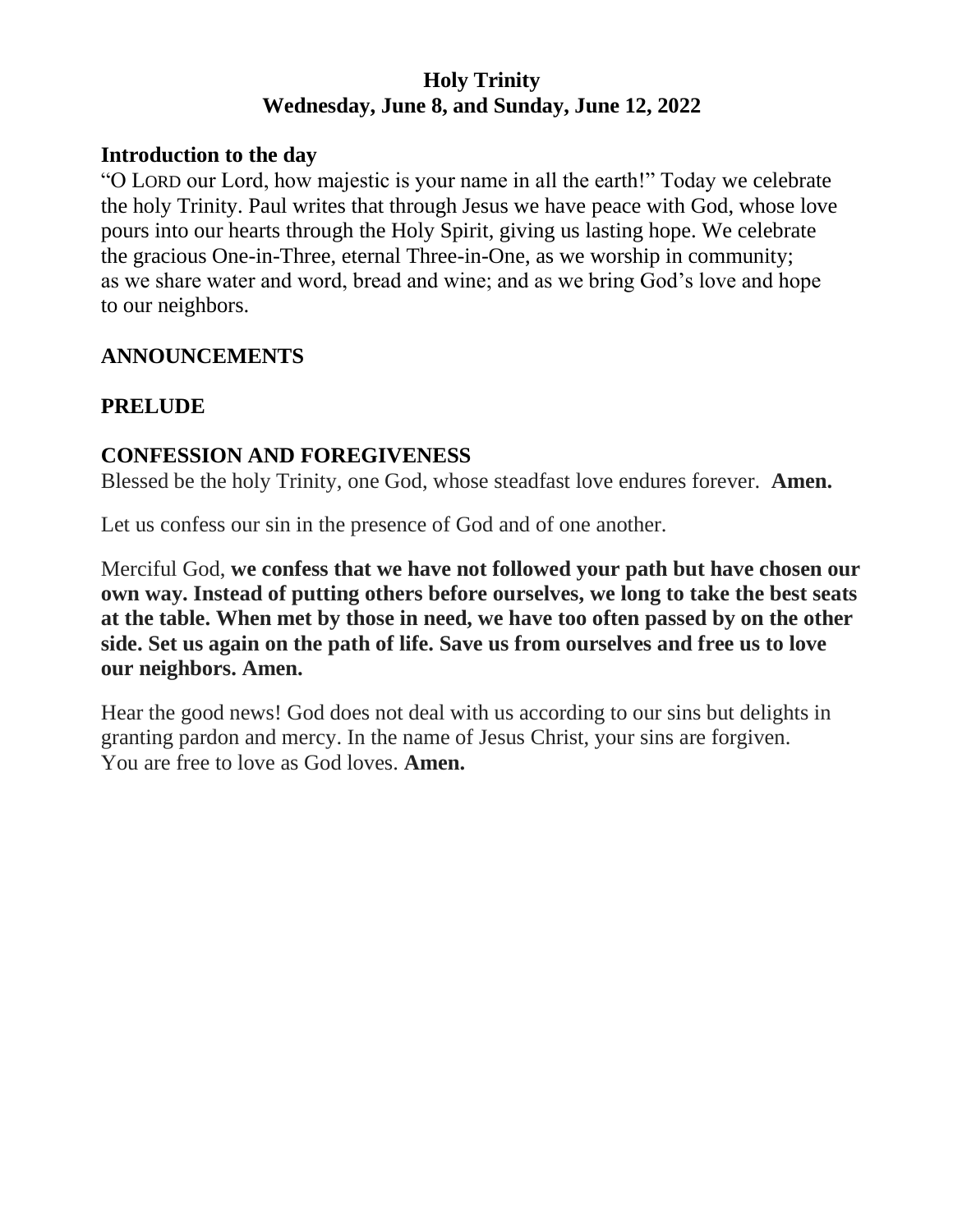# Holy Trinity
## Wednesday, June 8, and Sunday, June 12, 2022

### Introduction to the day

"O LORD our Lord, how majestic is your name in all the earth!" Today we celebrate the holy Trinity. Paul writes that through Jesus we have peace with God, whose love pours into our hearts through the Holy Spirit, giving us lasting hope. We celebrate the gracious One-in-Three, eternal Three-in-One, as we worship in community; as we share water and word, bread and wine; and as we bring God's love and hope to our neighbors.

### ANNOUNCEMENTS

### PRELUDE

### CONFESSION AND FOREGIVENESS

Blessed be the holy Trinity, one God, whose steadfast love endures forever. **Amen.**

Let us confess our sin in the presence of God and of one another.

Merciful God, **we confess that we have not followed your path but have chosen our own way. Instead of putting others before ourselves, we long to take the best seats at the table. When met by those in need, we have too often passed by on the other side. Set us again on the path of life. Save us from ourselves and free us to love our neighbors. Amen.**

Hear the good news! God does not deal with us according to our sins but delights in granting pardon and mercy. In the name of Jesus Christ, your sins are forgiven. You are free to love as God loves. **Amen.**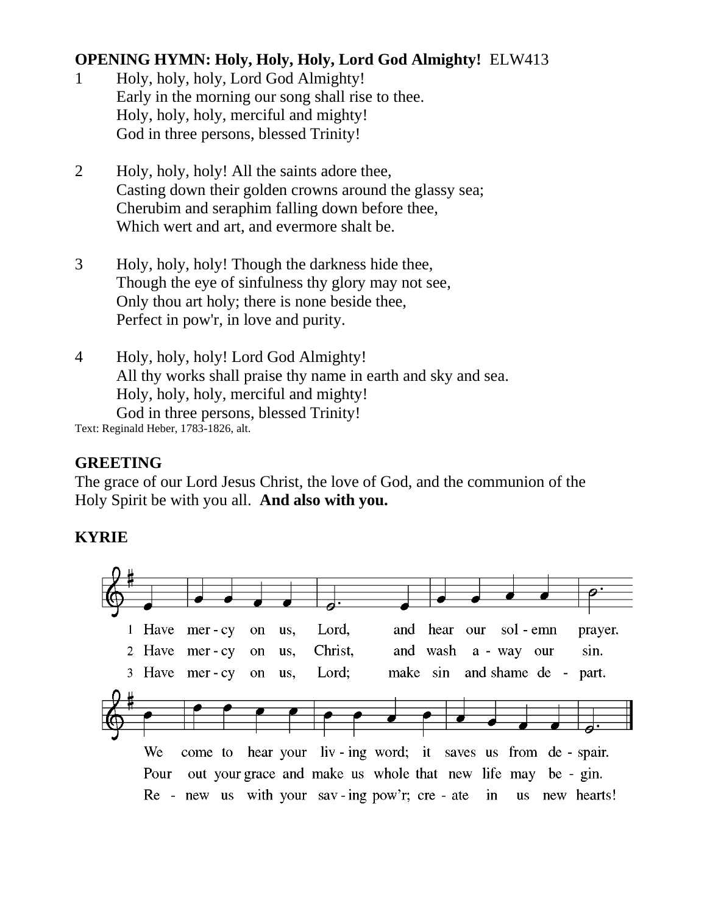**OPENING HYMN: Holy, Holy, Holy, Lord God Almighty!** ELW413

1 Holy, holy, holy, Lord God Almighty!
Early in the morning our song shall rise to thee.
Holy, holy, holy, merciful and mighty!
God in three persons, blessed Trinity!

2 Holy, holy, holy! All the saints adore thee,
Casting down their golden crowns around the glassy sea;
Cherubim and seraphim falling down before thee,
Which wert and art, and evermore shalt be.

3 Holy, holy, holy! Though the darkness hide thee,
Though the eye of sinfulness thy glory may not see,
Only thou art holy; there is none beside thee,
Perfect in pow'r, in love and purity.

4 Holy, holy, holy! Lord God Almighty!
All thy works shall praise thy name in earth and sky and sea.
Holy, holy, holy, merciful and mighty!
God in three persons, blessed Trinity!

Text: Reginald Heber, 1783-1826, alt.

**GREETING**

The grace of our Lord Jesus Christ, the love of God, and the communion of the Holy Spirit be with you all. **And also with you.**

**KYRIE**

1 Have mer - cy on us, Lord, and hear our sol - emn prayer.
2 Have mer - cy on us, Christ, and wash a - way our sin.
3 Have mer - cy on us, Lord; make sin and shame de - part.

We come to hear your liv - ing word; it saves us from de - spair.
Pour out your grace and make us whole that new life may be - gin.
Re - new us with your sav - ing pow'r; cre - ate in us new hearts!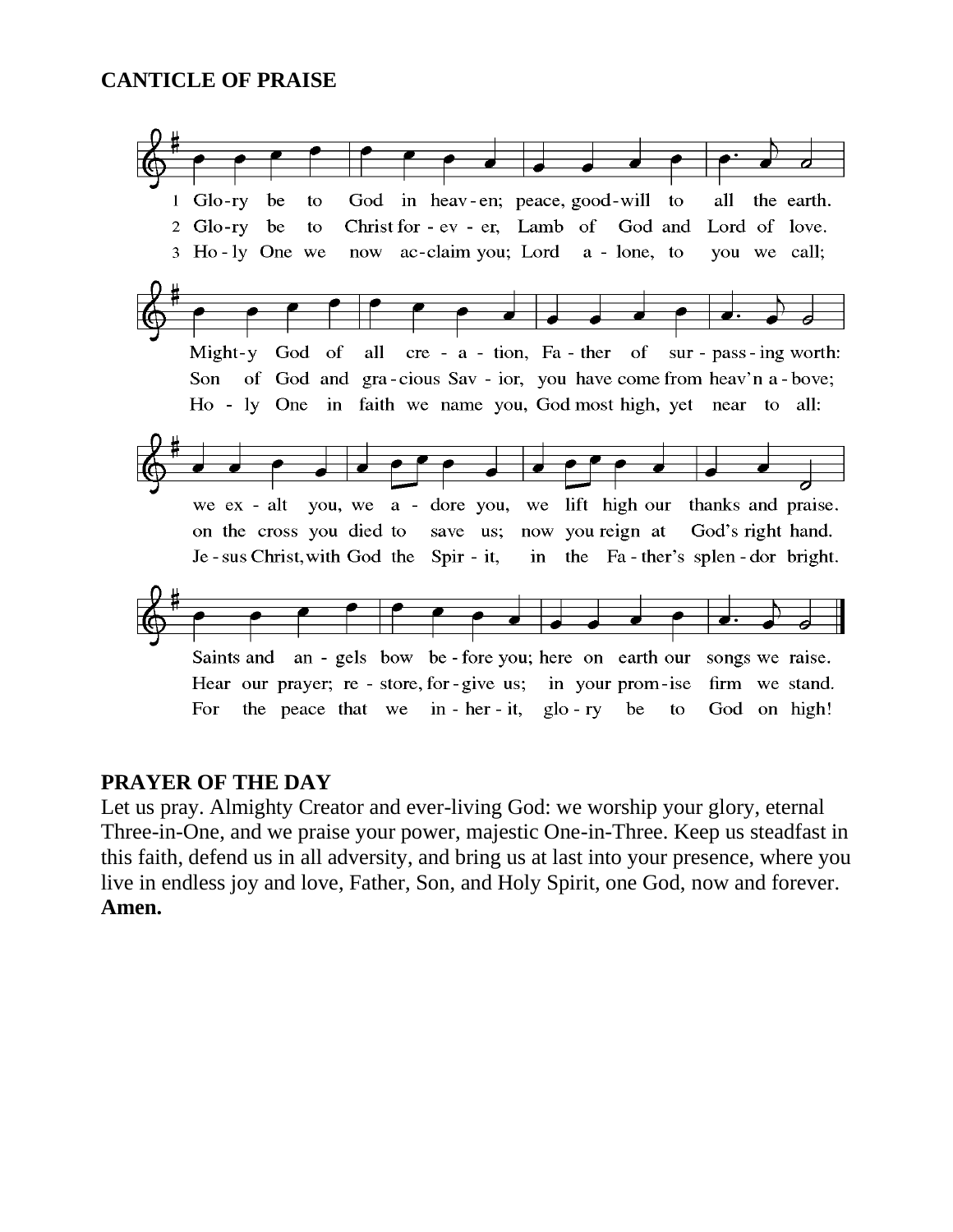**CANTICLE OF PRAISE**

1 Glo-ry be to God in heav-en; peace, good-will to all the earth.
Might-y God of all cre-a-tion, Fa-ther of sur-pass-ing worth:
we ex-alt you, we a-dore you, we lift high our thanks and praise.
Saints and an-gels bow be-fore you; here on earth our songs we raise.

2 Glo-ry be to Christ for-ev-er, Lamb of God and Lord of love.
Son of God and gra-cious Sav-ior, you have come from heav'n a-bove;
on the cross you died to save us; now you reign at God's right hand.
Hear our prayer; re-store, for-give us; in your prom-ise firm we stand.

3 Ho-ly One we now ac-claim you; Lord a-lone, to you we call;
Ho-ly One in faith we name you, God most high, yet near to all:
Je-sus Christ, with God the Spir-it, in the Fa-ther's splen-dor bright.
For the peace that we in-her-it, glo-ry be to God on high!

**PRAYER OF THE DAY**

Let us pray. Almighty Creator and ever-living God: we worship your glory, eternal Three-in-One, and we praise your power, majestic One-in-Three. Keep us steadfast in this faith, defend us in all adversity, and bring us at last into your presence, where you live in endless joy and love, Father, Son, and Holy Spirit, one God, now and forever. **Amen.**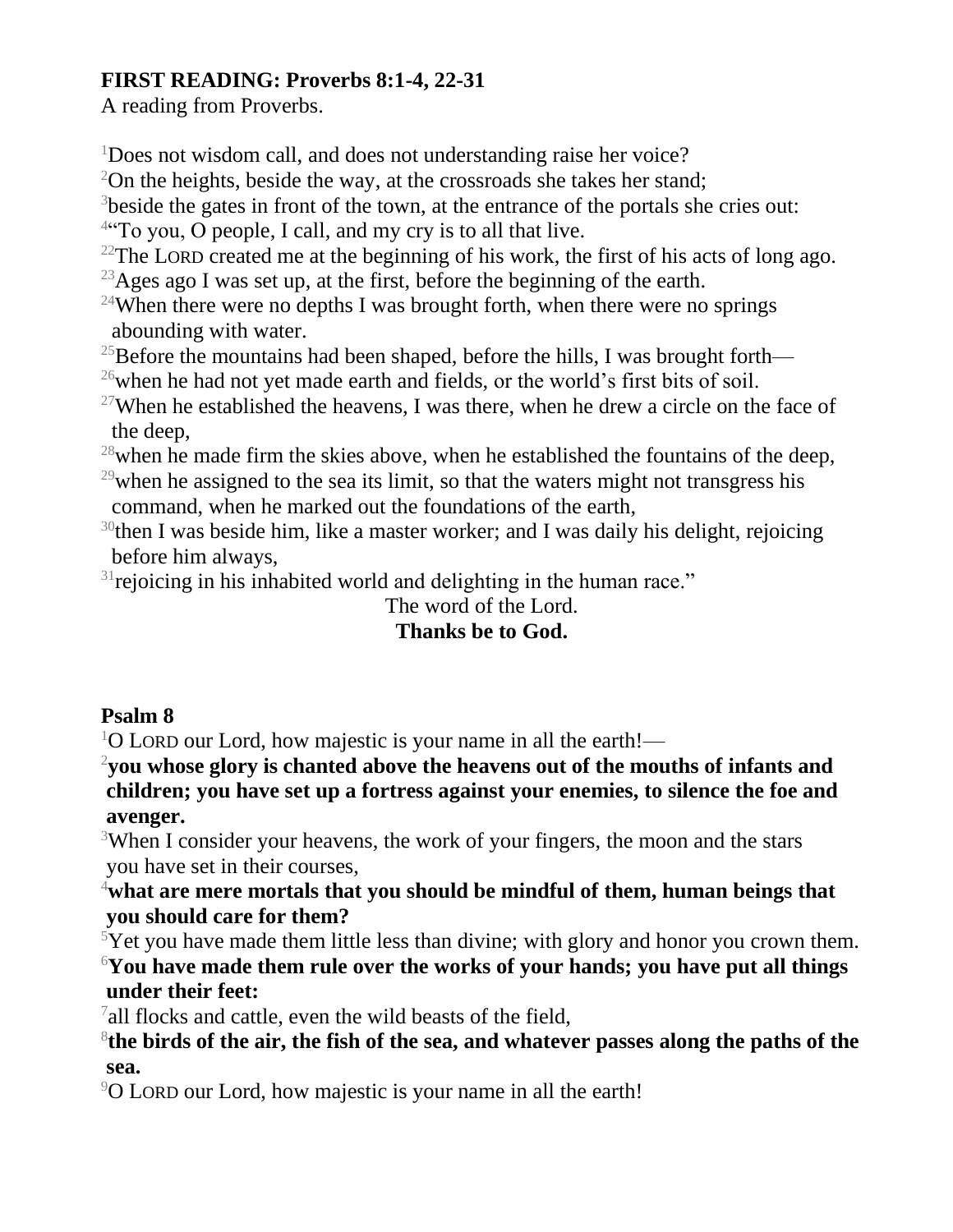**FIRST READING: Proverbs 8:1-4, 22-31**

A reading from Proverbs.

[1]Does not wisdom call, and does not understanding raise her voice?
[2]On the heights, beside the way, at the crossroads she takes her stand;
[3]beside the gates in front of the town, at the entrance of the portals she cries out:
[4]"To you, O people, I call, and my cry is to all that live.
[22]The LORD created me at the beginning of his work, the first of his acts of long ago.
[23]Ages ago I was set up, at the first, before the beginning of the earth.
[24]When there were no depths I was brought forth, when there were no springs abounding with water.
[25]Before the mountains had been shaped, before the hills, I was brought forth—
[26]when he had not yet made earth and fields, or the world's first bits of soil.
[27]When he established the heavens, I was there, when he drew a circle on the face of the deep,
[28]when he made firm the skies above, when he established the fountains of the deep,
[29]when he assigned to the sea its limit, so that the waters might not transgress his command, when he marked out the foundations of the earth,
[30]then I was beside him, like a master worker; and I was daily his delight, rejoicing before him always,
[31]rejoicing in his inhabited world and delighting in the human race."

The word of the Lord.

**Thanks be to God.**

**Psalm 8**

[1]O LORD our Lord, how majestic is your name in all the earth!—
[2]**you whose glory is chanted above the heavens out of the mouths of infants and children; you have set up a fortress against your enemies, to silence the foe and avenger.**
[3]When I consider your heavens, the work of your fingers, the moon and the stars you have set in their courses,
[4]**what are mere mortals that you should be mindful of them, human beings that you should care for them?**
[5]Yet you have made them little less than divine; with glory and honor you crown them.
[6]**You have made them rule over the works of your hands; you have put all things under their feet:**
[7]all flocks and cattle, even the wild beasts of the field,
[8]**the birds of the air, the fish of the sea, and whatever passes along the paths of the sea.**
[9]O LORD our Lord, how majestic is your name in all the earth!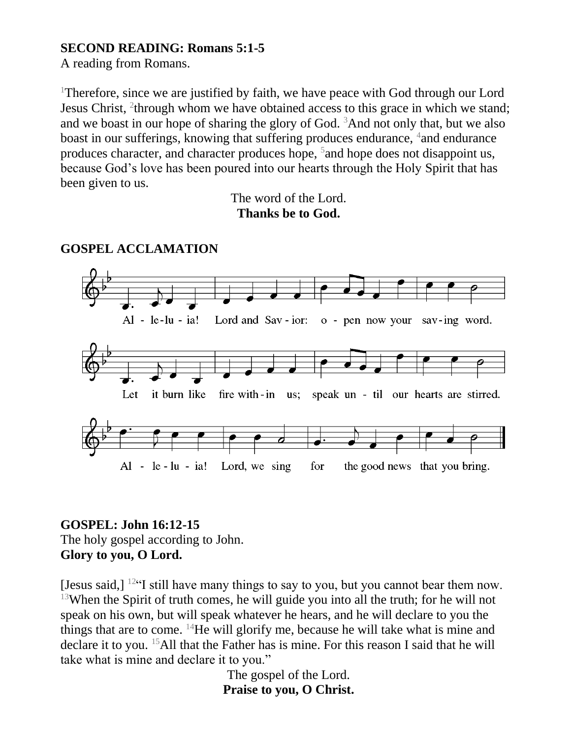**SECOND READING: Romans 5:1-5**
A reading from Romans.

[1]Therefore, since we are justified by faith, we have peace with God through our Lord Jesus Christ, [2]through whom we have obtained access to this grace in which we stand; and we boast in our hope of sharing the glory of God. [3]And not only that, but we also boast in our sufferings, knowing that suffering produces endurance, [4]and endurance produces character, and character produces hope, [5]and hope does not disappoint us, because God's love has been poured into our hearts through the Holy Spirit that has been given to us.

The word of the Lord.
**Thanks be to God.**

**GOSPEL ACCLAMATION**

Al - le-lu - ia! Lord and Sav - ior: o - pen now your sav-ing word.
Let it burn like fire with - in us; speak un - til our hearts are stirred.
Al - le - lu - ia! Lord, we sing for the good news that you bring.

**GOSPEL: John 16:12-15**
The holy gospel according to John.
**Glory to you, O Lord.**

[Jesus said,] [12]"I still have many things to say to you, but you cannot bear them now. [13]When the Spirit of truth comes, he will guide you into all the truth; for he will not speak on his own, but will speak whatever he hears, and he will declare to you the things that are to come. [14]He will glorify me, because he will take what is mine and declare it to you. [15]All that the Father has is mine. For this reason I said that he will take what is mine and declare it to you."

The gospel of the Lord.
**Praise to you, O Christ.**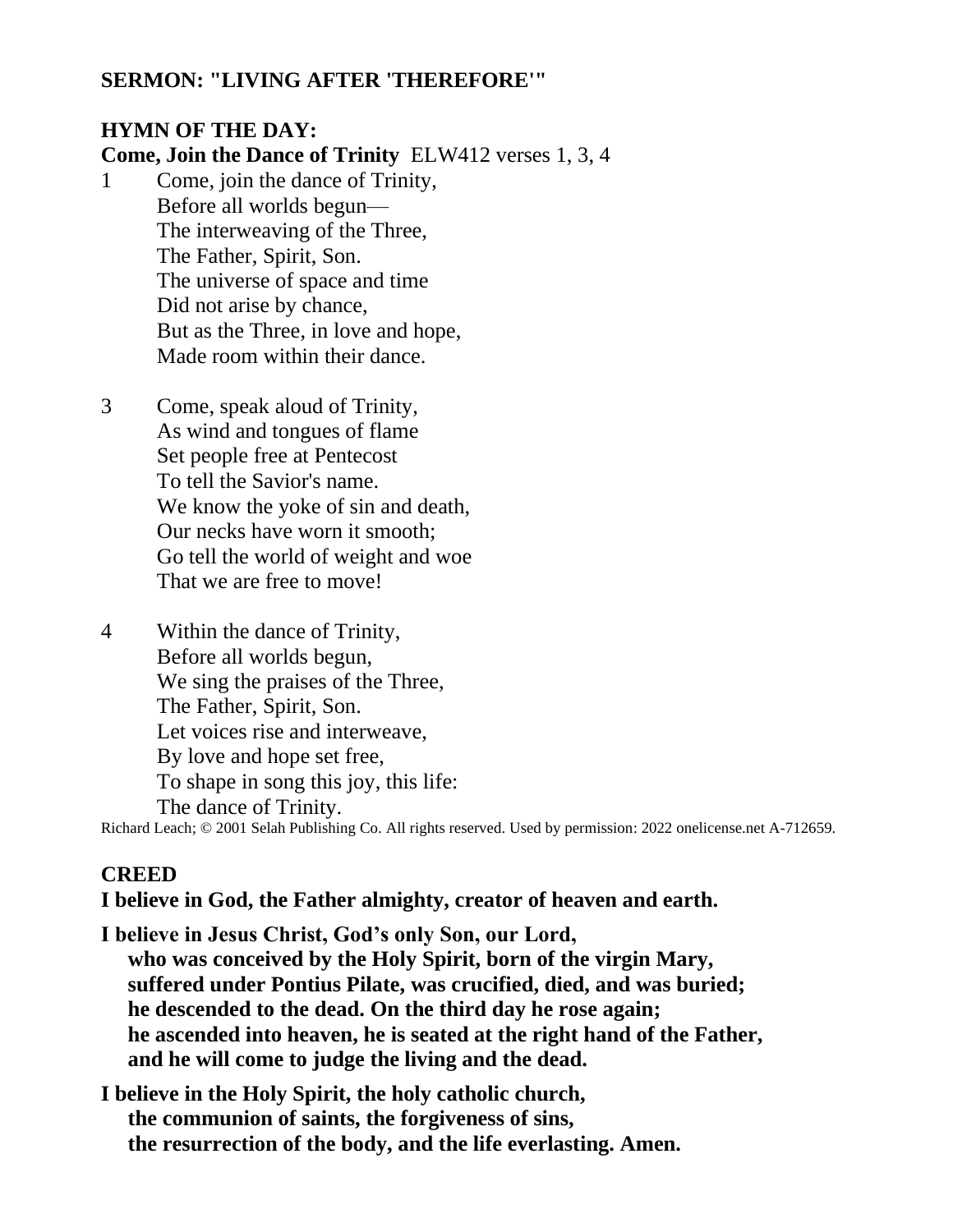**SERMON: "LIVING AFTER 'THEREFORE'"**

**HYMN OF THE DAY:**
**Come, Join the Dance of Trinity** ELW412 verses 1, 3, 4

1 Come, join the dance of Trinity,
Before all worlds begun—
The interweaving of the Three,
The Father, Spirit, Son.
The universe of space and time
Did not arise by chance,
But as the Three, in love and hope,
Made room within their dance.

3 Come, speak aloud of Trinity,
As wind and tongues of flame
Set people free at Pentecost
To tell the Savior's name.
We know the yoke of sin and death,
Our necks have worn it smooth;
Go tell the world of weight and woe
That we are free to move!

4 Within the dance of Trinity,
Before all worlds begun,
We sing the praises of the Three,
The Father, Spirit, Son.
Let voices rise and interweave,
By love and hope set free,
To shape in song this joy, this life:
The dance of Trinity.

Richard Leach; © 2001 Selah Publishing Co. All rights reserved. Used by permission: 2022 onelicense.net A-712659.

**CREED**

**I believe in God, the Father almighty, creator of heaven and earth.**

**I believe in Jesus Christ, God's only Son, our Lord,**
**who was conceived by the Holy Spirit, born of the virgin Mary,**
**suffered under Pontius Pilate, was crucified, died, and was buried;**
**he descended to the dead. On the third day he rose again;**
**he ascended into heaven, he is seated at the right hand of the Father,**
**and he will come to judge the living and the dead.**

**I believe in the Holy Spirit, the holy catholic church,**
**the communion of saints, the forgiveness of sins,**
**the resurrection of the body, and the life everlasting. Amen.**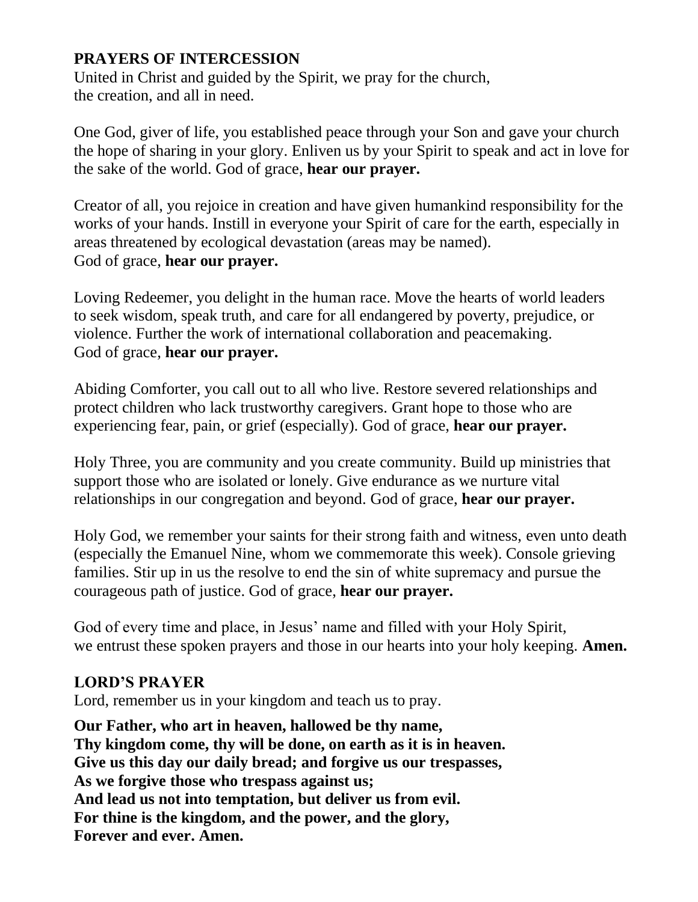**PRAYERS OF INTERCESSION**

United in Christ and guided by the Spirit, we pray for the church,
the creation, and all in need.

One God, giver of life, you established peace through your Son and gave your church the hope of sharing in your glory. Enliven us by your Spirit to speak and act in love for the sake of the world. God of grace, **hear our prayer.**

Creator of all, you rejoice in creation and have given humankind responsibility for the works of your hands. Instill in everyone your Spirit of care for the earth, especially in areas threatened by ecological devastation (areas may be named).
God of grace, **hear our prayer.**

Loving Redeemer, you delight in the human race. Move the hearts of world leaders to seek wisdom, speak truth, and care for all endangered by poverty, prejudice, or violence. Further the work of international collaboration and peacemaking.
God of grace, **hear our prayer.**

Abiding Comforter, you call out to all who live. Restore severed relationships and protect children who lack trustworthy caregivers. Grant hope to those who are experiencing fear, pain, or grief (especially). God of grace, **hear our prayer.**

Holy Three, you are community and you create community. Build up ministries that support those who are isolated or lonely. Give endurance as we nurture vital relationships in our congregation and beyond. God of grace, **hear our prayer.**

Holy God, we remember your saints for their strong faith and witness, even unto death (especially the Emanuel Nine, whom we commemorate this week). Console grieving families. Stir up in us the resolve to end the sin of white supremacy and pursue the courageous path of justice. God of grace, **hear our prayer.**

God of every time and place, in Jesus' name and filled with your Holy Spirit,
we entrust these spoken prayers and those in our hearts into your holy keeping. **Amen.**

**LORD'S PRAYER**

Lord, remember us in your kingdom and teach us to pray.

**Our Father, who art in heaven, hallowed be thy name,**
**Thy kingdom come, thy will be done, on earth as it is in heaven.**
**Give us this day our daily bread; and forgive us our trespasses,**
**As we forgive those who trespass against us;**
**And lead us not into temptation, but deliver us from evil.**
**For thine is the kingdom, and the power, and the glory,**
**Forever and ever. Amen.**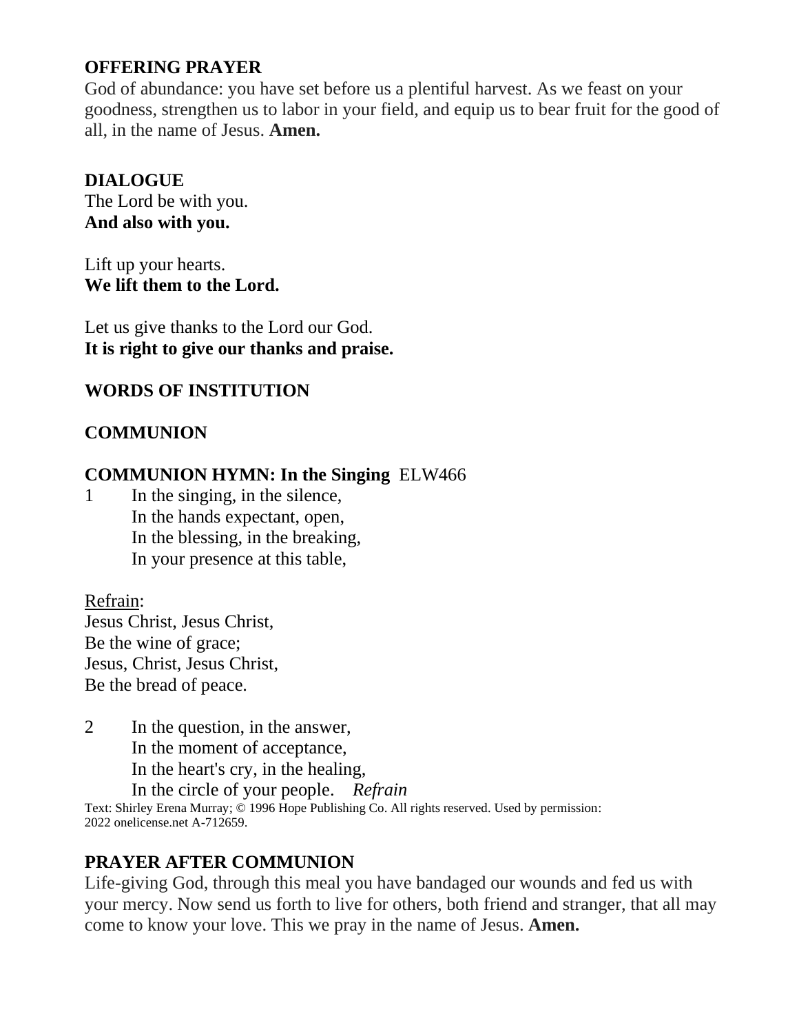**OFFERING PRAYER**
God of abundance: you have set before us a plentiful harvest. As we feast on your goodness, strengthen us to labor in your field, and equip us to bear fruit for the good of all, in the name of Jesus. **Amen.**

**DIALOGUE**
The Lord be with you.
**And also with you.**

Lift up your hearts.
**We lift them to the Lord.**

Let us give thanks to the Lord our God.
**It is right to give our thanks and praise.**

**WORDS OF INSTITUTION**

**COMMUNION**

**COMMUNION HYMN: In the Singing** ELW466

1 In the singing, in the silence,
In the hands expectant, open,
In the blessing, in the breaking,
In your presence at this table,

Refrain:
Jesus Christ, Jesus Christ,
Be the wine of grace;
Jesus, Christ, Jesus Christ,
Be the bread of peace.

2 In the question, in the answer,
In the moment of acceptance,
In the heart's cry, in the healing,
In the circle of your people. *Refrain*

Text: Shirley Erena Murray; © 1996 Hope Publishing Co. All rights reserved. Used by permission: 2022 onelicense.net A-712659.

**PRAYER AFTER COMMUNION**
Life-giving God, through this meal you have bandaged our wounds and fed us with your mercy. Now send us forth to live for others, both friend and stranger, that all may come to know your love. This we pray in the name of Jesus. **Amen.**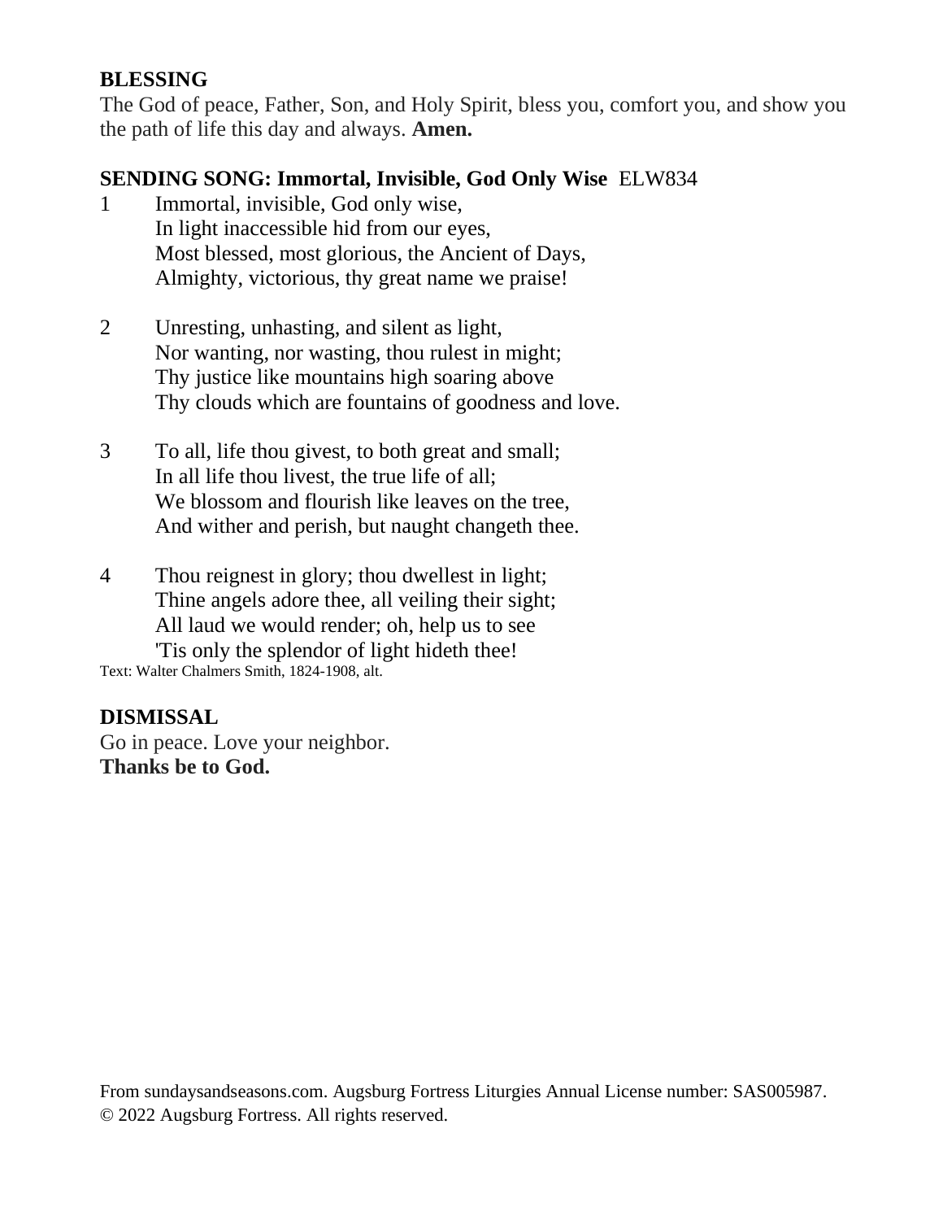**BLESSING**

The God of peace, Father, Son, and Holy Spirit, bless you, comfort you, and show you the path of life this day and always. **Amen.**

**SENDING SONG: Immortal, Invisible, God Only Wise** ELW834

1 Immortal, invisible, God only wise,
In light inaccessible hid from our eyes,
Most blessed, most glorious, the Ancient of Days,
Almighty, victorious, thy great name we praise!

2 Unresting, unhasting, and silent as light,
Nor wanting, nor wasting, thou rulest in might;
Thy justice like mountains high soaring above
Thy clouds which are fountains of goodness and love.

3 To all, life thou givest, to both great and small;
In all life thou livest, the true life of all;
We blossom and flourish like leaves on the tree,
And wither and perish, but naught changeth thee.

4 Thou reignest in glory; thou dwellest in light;
Thine angels adore thee, all veiling their sight;
All laud we would render; oh, help us to see
'Tis only the splendor of light hideth thee!

Text: Walter Chalmers Smith, 1824-1908, alt.

**DISMISSAL**

Go in peace. Love your neighbor.
**Thanks be to God.**

From sundaysandseasons.com. Augsburg Fortress Liturgies Annual License number: SAS005987.
© 2022 Augsburg Fortress. All rights reserved.